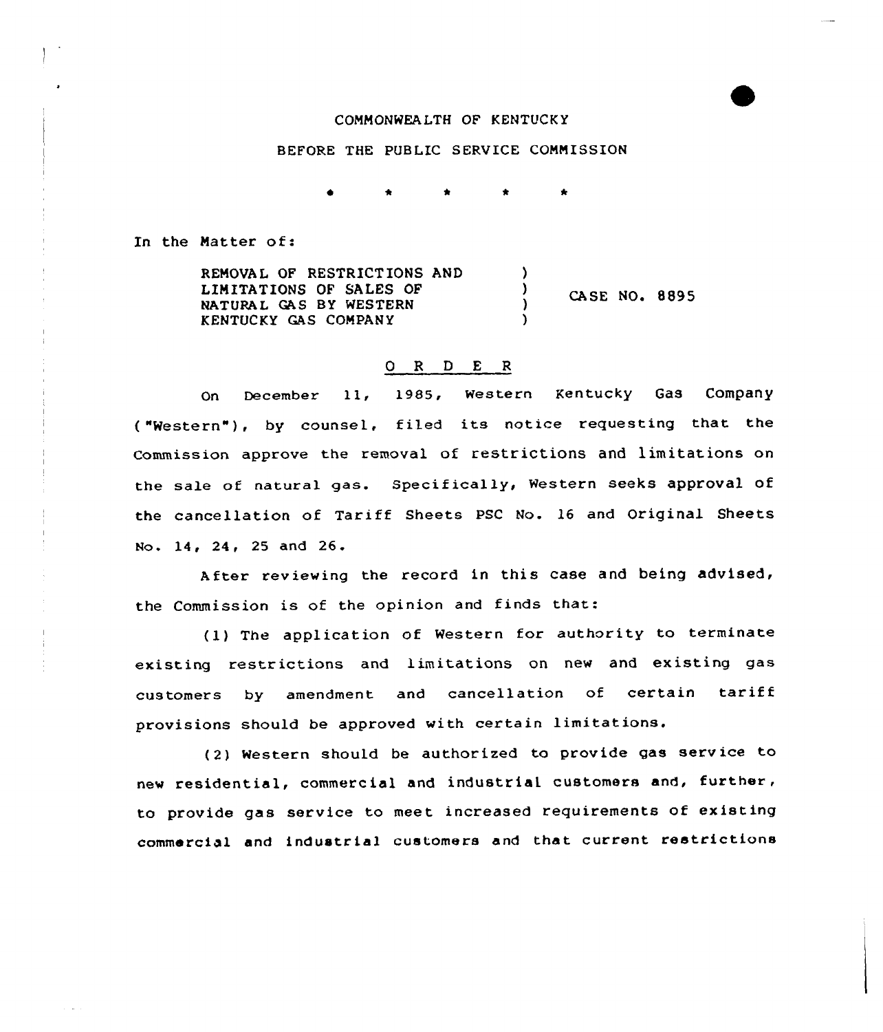COMMONWEALTH OF KENTUCKY

BEFORE THE PUBLIC SERVICE COMMISSION

\* \* \* \* \*

In the Matter of:

| | | |
|---|---|---|
| REMOVAL OF RESTRICTIONS AND LIMITATIONS OF SALES OF NATURAL GAS BY WESTERN KENTUCKY GAS COMPANY | ) ) ) ) | CASE NO. 8895 |

## O R D E R

On December 11, 1985, Western Kentucky Gas Company ("Western"), by counsel, filed its notice requesting that the Commission approve the removal of restrictions and limitations on the sale of natural gas. Specifically, Western seeks approval of the cancellation of Tariff Sheets PSC No. 16 and Original Sheets No. 14, 24, 25 and 26.

After reviewing the record in this case and being advised, the Commission is of the opinion and finds that:

(1) The application of Western for authority to terminate existing restrictions and limitations on new and existing gas customers by amendment and cancellation of certain tariff provisions should be approved with certain limitations.

(2) Western should be authorized to provide gas service to new residential, commercial and industrial customers and, further, to provide gas service to meet increased requirements of existing commercial and industrial customers and that current restrictions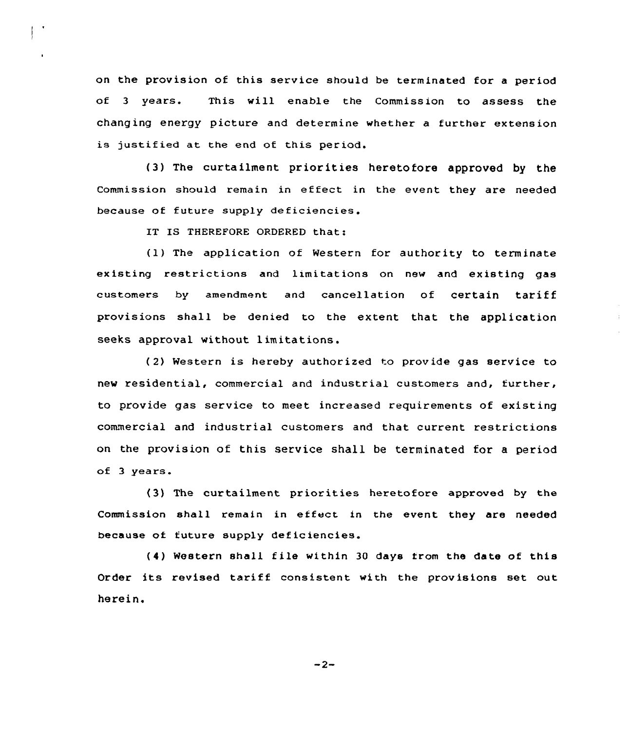on the provision of this service should be terminated for a period of 3 years. This will enable the Commission to assess the changing energy picture and determine whether a further extension is justified at the end of this period.

(3) The curtailment priorities heretofore approved by the Commission should remain in effect in the event they are needed because of future supply deficiencies.

IT IS THEREFORE ORDERED that:

(1) The application of Western for authority to terminate existing restrictions and limitations on new and existing gas customers by amendment and cancellation of certain tariff provisions shall be denied to the extent that the application seeks approval without limitations.

(2) Western is hereby authorized to provide gas service to new residential, commercial and industrial customers and, further, to provide gas service to meet increased requirements of existing commercial and industrial customers and that current restrictions on the provision of this service shall be terminated for a period of 3 years.

(3) The curtailment priorities heretofore approved by the Commission shall remain in effect in the event they are needed because of future supply deficiencies.

(4) Western shall file within 30 days from the date of this Order its revised tariff consistent with the provisions set out herein.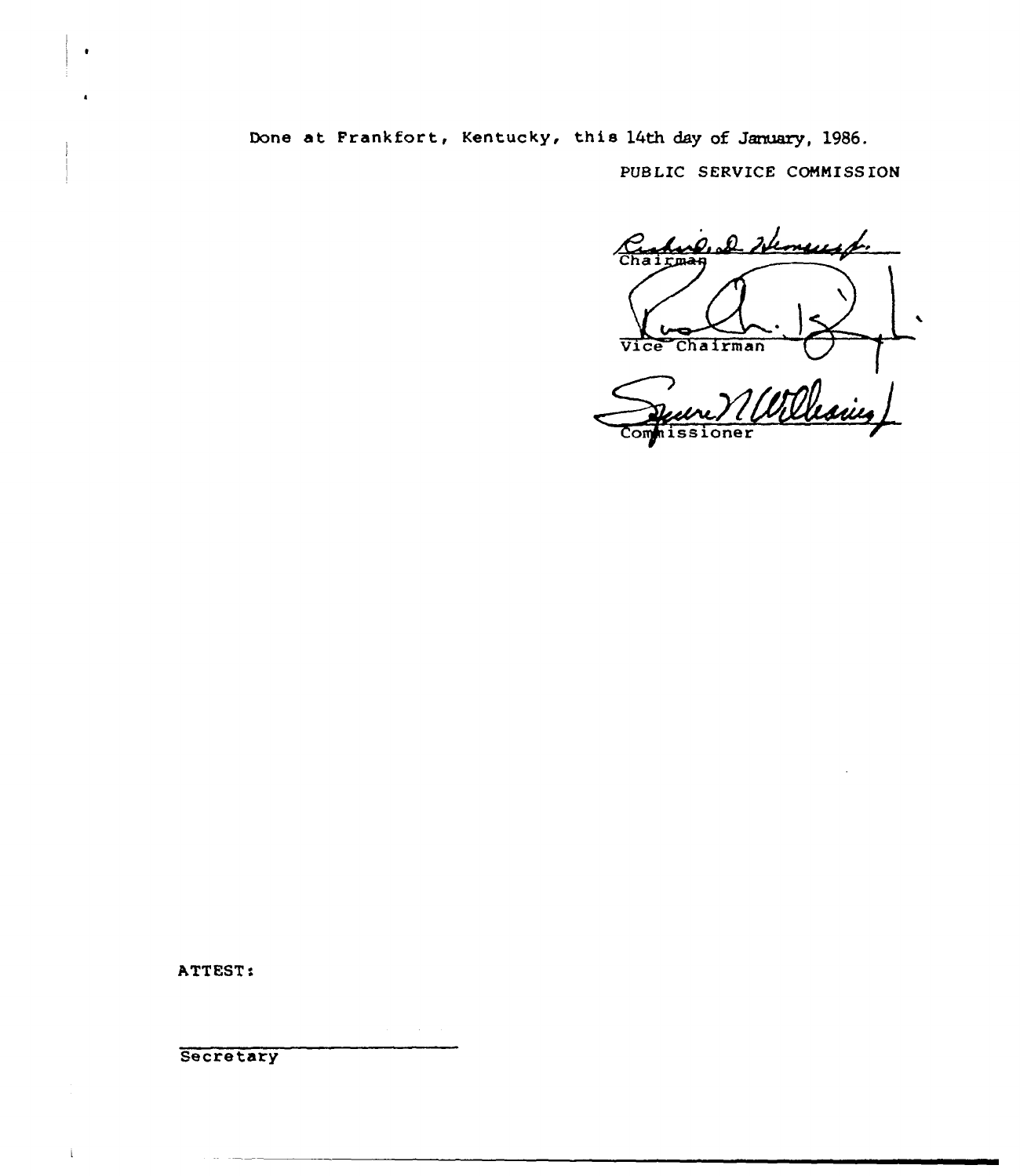Done at Frankfort, Kentucky, this 14th day of January, 1986.

PUBLIC SERVICE COMMISSION

Chairman

Vice Chairman

Commissioner

ATTEST:

Secretary